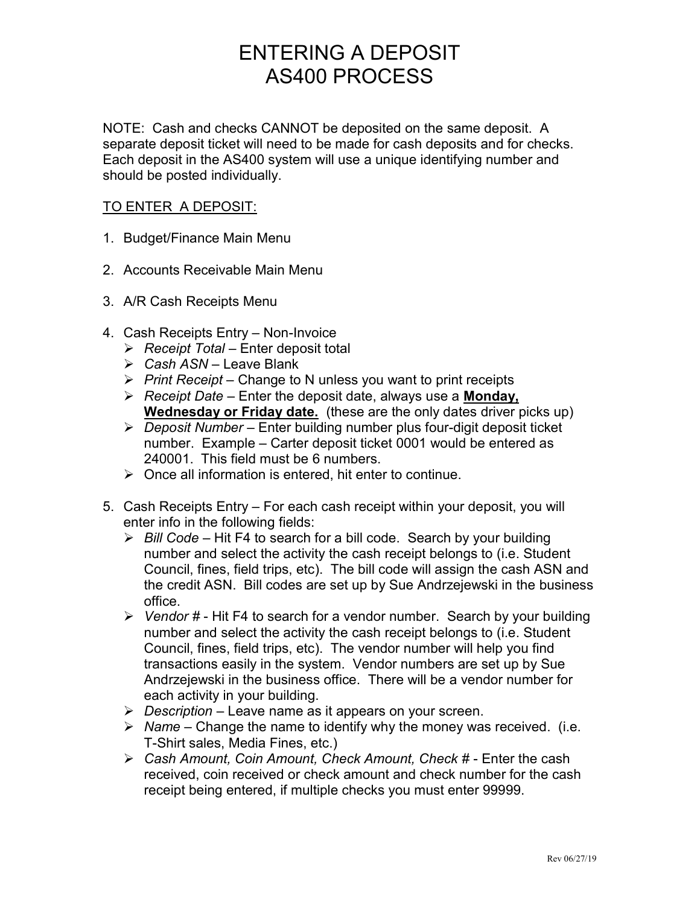# ENTERING A DEPOSIT
# AS400 PROCESS

NOTE: Cash and checks CANNOT be deposited on the same deposit. A separate deposit ticket will need to be made for cash deposits and for checks. Each deposit in the AS400 system will use a unique identifying number and should be posted individually.

TO ENTER A DEPOSIT:

1. Budget/Finance Main Menu

2. Accounts Receivable Main Menu

3. A/R Cash Receipts Menu

4. Cash Receipts Entry – Non-Invoice
   - *Receipt Total* – Enter deposit total
   - *Cash ASN* – Leave Blank
   - *Print Receipt* – Change to N unless you want to print receipts
   - *Receipt Date* – Enter the deposit date, always use a **Monday, Wednesday or Friday date.** (these are the only dates driver picks up)
   - *Deposit Number* – Enter building number plus four-digit deposit ticket number. Example – Carter deposit ticket 0001 would be entered as 240001. This field must be 6 numbers.
   - Once all information is entered, hit enter to continue.

5. Cash Receipts Entry – For each cash receipt within your deposit, you will enter info in the following fields:
   - *Bill Code* – Hit F4 to search for a bill code. Search by your building number and select the activity the cash receipt belongs to (i.e. Student Council, fines, field trips, etc). The bill code will assign the cash ASN and the credit ASN. Bill codes are set up by Sue Andrzejewski in the business office.
   - *Vendor #* - Hit F4 to search for a vendor number. Search by your building number and select the activity the cash receipt belongs to (i.e. Student Council, fines, field trips, etc). The vendor number will help you find transactions easily in the system. Vendor numbers are set up by Sue Andrzejewski in the business office. There will be a vendor number for each activity in your building.
   - *Description* – Leave name as it appears on your screen.
   - *Name* – Change the name to identify why the money was received. (i.e. T-Shirt sales, Media Fines, etc.)
   - *Cash Amount, Coin Amount, Check Amount, Check #* - Enter the cash received, coin received or check amount and check number for the cash receipt being entered, if multiple checks you must enter 99999.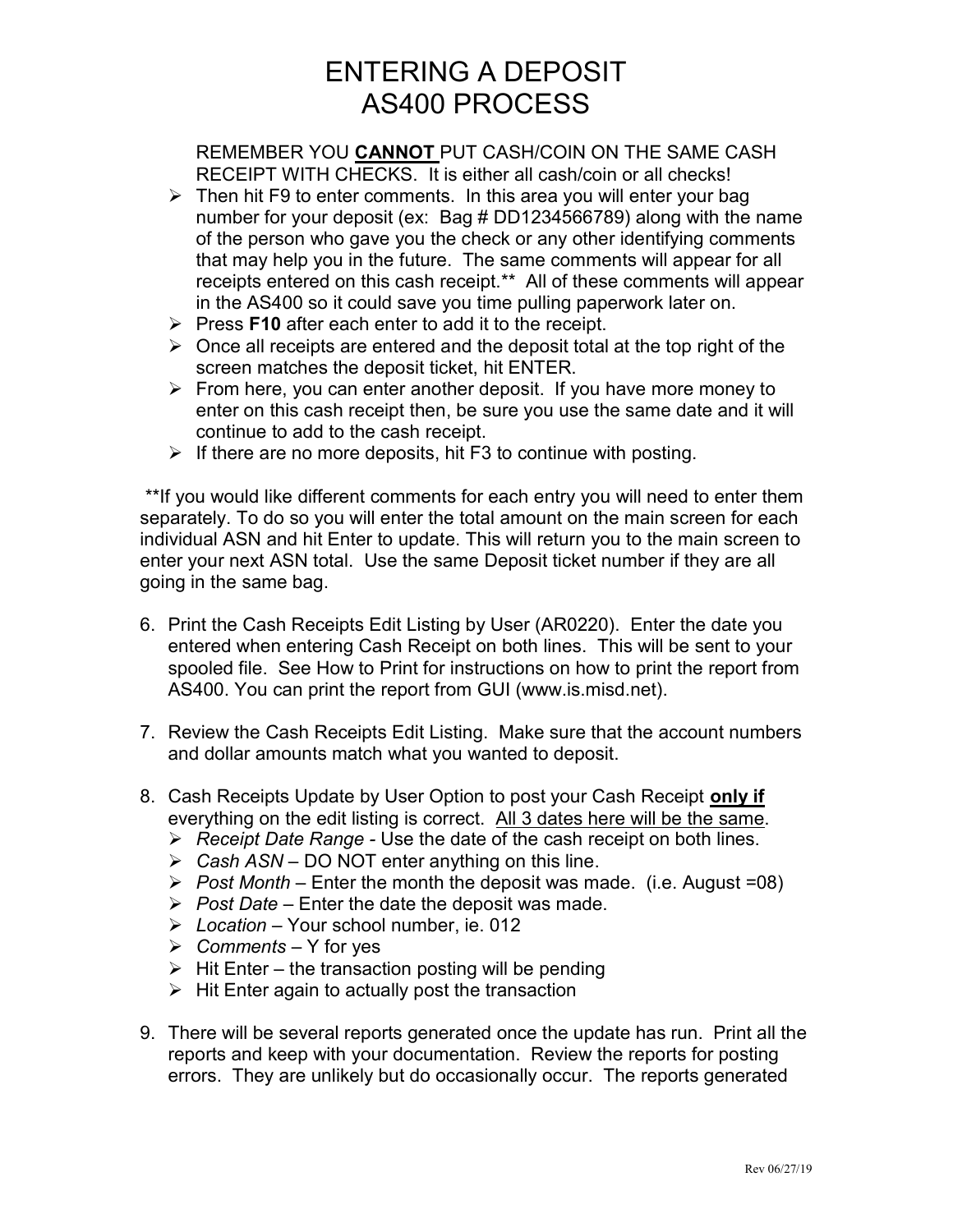# ENTERING A DEPOSIT
# AS400 PROCESS

REMEMBER YOU **<u>CANNOT</u>** PUT CASH/COIN ON THE SAME CASH RECEIPT WITH CHECKS. It is either all cash/coin or all checks!

- Then hit F9 to enter comments. In this area you will enter your bag number for your deposit (ex: Bag # DD1234566789) along with the name of the person who gave you the check or any other identifying comments that may help you in the future. The same comments will appear for all receipts entered on this cash receipt.** All of these comments will appear in the AS400 so it could save you time pulling paperwork later on.
- Press **F10** after each enter to add it to the receipt.
- Once all receipts are entered and the deposit total at the top right of the screen matches the deposit ticket, hit ENTER.
- From here, you can enter another deposit. If you have more money to enter on this cash receipt then, be sure you use the same date and it will continue to add to the cash receipt.
- If there are no more deposits, hit F3 to continue with posting.

**If you would like different comments for each entry you will need to enter them separately. To do so you will enter the total amount on the main screen for each individual ASN and hit Enter to update. This will return you to the main screen to enter your next ASN total. Use the same Deposit ticket number if they are all going in the same bag.

6. Print the Cash Receipts Edit Listing by User (AR0220). Enter the date you entered when entering Cash Receipt on both lines. This will be sent to your spooled file. See How to Print for instructions on how to print the report from AS400. You can print the report from GUI (www.is.misd.net).

7. Review the Cash Receipts Edit Listing. Make sure that the account numbers and dollar amounts match what you wanted to deposit.

8. Cash Receipts Update by User Option to post your Cash Receipt **<u>only if</u>** everything on the edit listing is correct. <u>All 3 dates here will be the same</u>.
   - *Receipt Date Range* - Use the date of the cash receipt on both lines.
   - *Cash ASN* – DO NOT enter anything on this line.
   - *Post Month* – Enter the month the deposit was made. (i.e. August =08)
   - *Post Date* – Enter the date the deposit was made.
   - *Location* – Your school number, ie. 012
   - *Comments* – Y for yes
   - Hit Enter – the transaction posting will be pending
   - Hit Enter again to actually post the transaction

9. There will be several reports generated once the update has run. Print all the reports and keep with your documentation. Review the reports for posting errors. They are unlikely but do occasionally occur. The reports generated

Rev 06/27/19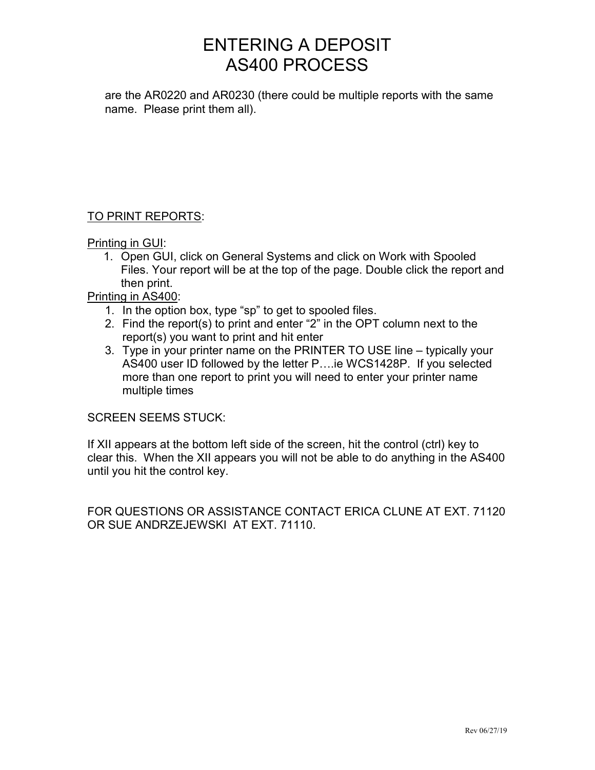# ENTERING A DEPOSIT
# AS400 PROCESS

are the AR0220 and AR0230 (there could be multiple reports with the same name. Please print them all).

<u>TO PRINT REPORTS</u>:

<u>Printing in GUI</u>:

1. Open GUI, click on General Systems and click on Work with Spooled Files. Your report will be at the top of the page. Double click the report and then print.

<u>Printing in AS400</u>:

1. In the option box, type “sp” to get to spooled files.
2. Find the report(s) to print and enter “2” in the OPT column next to the report(s) you want to print and hit enter
3. Type in your printer name on the PRINTER TO USE line – typically your AS400 user ID followed by the letter P….ie WCS1428P. If you selected more than one report to print you will need to enter your printer name multiple times

SCREEN SEEMS STUCK:

If XII appears at the bottom left side of the screen, hit the control (ctrl) key to clear this. When the XII appears you will not be able to do anything in the AS400 until you hit the control key.

FOR QUESTIONS OR ASSISTANCE CONTACT ERICA CLUNE AT EXT. 71120 OR SUE ANDRZEJEWSKI AT EXT. 71110.

Rev 06/27/19